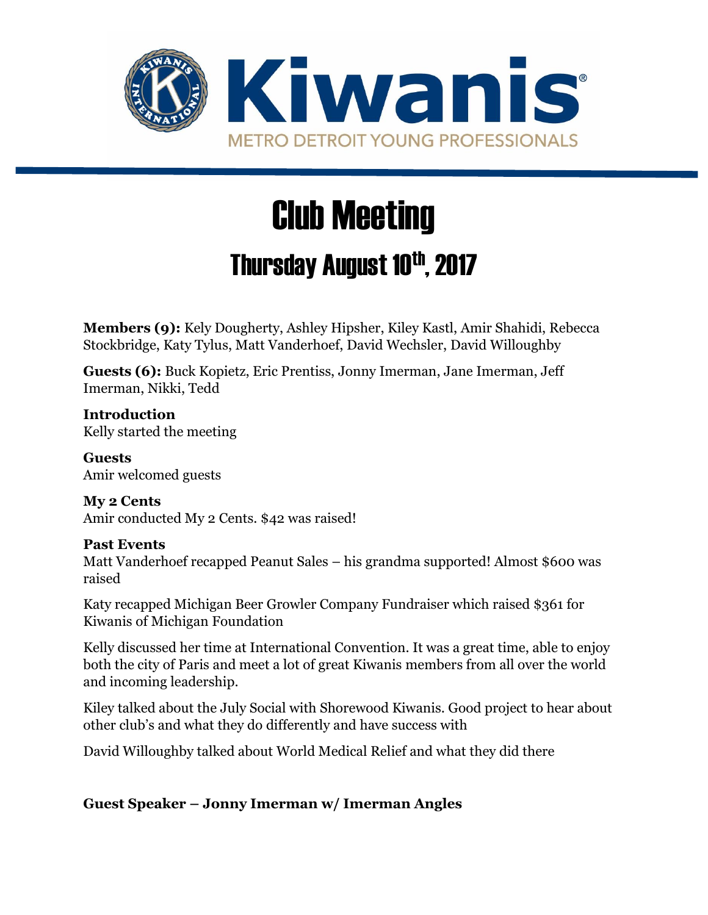Kiwanis

METRO DETROIT YOUNG PROFESSIONALS

# Club Meeting

## Thursday August 10th, 2017

**Members (9):** Kely Dougherty, Ashley Hipsher, Kiley Kastl, Amir Shahidi, Rebecca Stockbridge, Katy Tylus, Matt Vanderhoef, David Wechsler, David Willoughby

**Guests (6):** Buck Kopietz, Eric Prentiss, Jonny Imerman, Jane Imerman, Jeff Imerman, Nikki, Tedd

**Introduction**
Kelly started the meeting

**Guests**
Amir welcomed guests

**My 2 Cents**
Amir conducted My 2 Cents. $42 was raised!

**Past Events**
Matt Vanderhoef recapped Peanut Sales – his grandma supported! Almost $600 was raised

Katy recapped Michigan Beer Growler Company Fundraiser which raised $361 for Kiwanis of Michigan Foundation

Kelly discussed her time at International Convention. It was a great time, able to enjoy both the city of Paris and meet a lot of great Kiwanis members from all over the world and incoming leadership.

Kiley talked about the July Social with Shorewood Kiwanis. Good project to hear about other club's and what they do differently and have success with

David Willoughby talked about World Medical Relief and what they did there

**Guest Speaker – Jonny Imerman w/ Imerman Angles**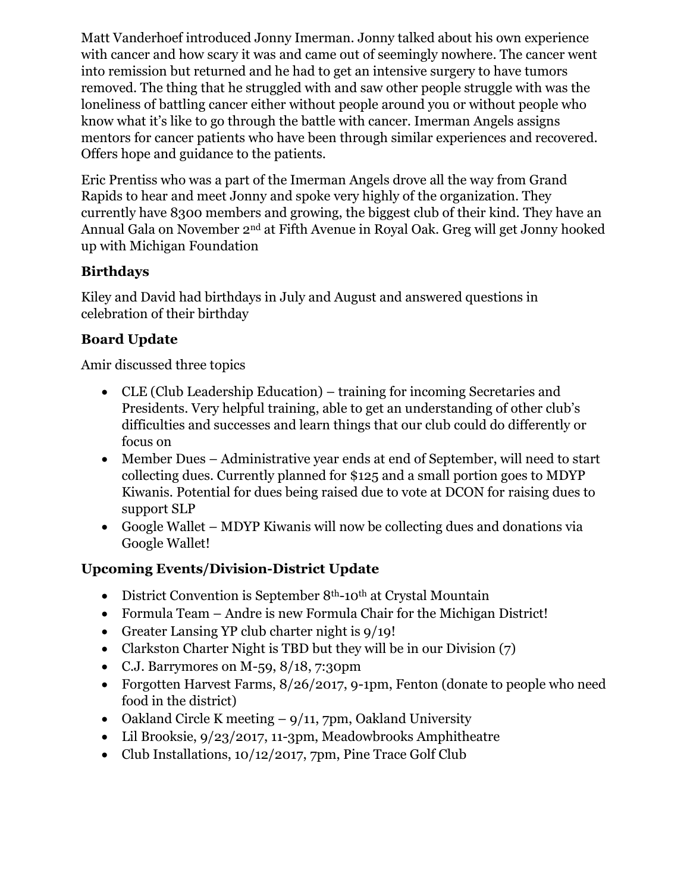Matt Vanderhoef introduced Jonny Imerman. Jonny talked about his own experience with cancer and how scary it was and came out of seemingly nowhere. The cancer went into remission but returned and he had to get an intensive surgery to have tumors removed. The thing that he struggled with and saw other people struggle with was the loneliness of battling cancer either without people around you or without people who know what it's like to go through the battle with cancer. Imerman Angels assigns mentors for cancer patients who have been through similar experiences and recovered. Offers hope and guidance to the patients.

Eric Prentiss who was a part of the Imerman Angels drove all the way from Grand Rapids to hear and meet Jonny and spoke very highly of the organization. They currently have 8300 members and growing, the biggest club of their kind. They have an Annual Gala on November 2nd at Fifth Avenue in Royal Oak. Greg will get Jonny hooked up with Michigan Foundation

### Birthdays

Kiley and David had birthdays in July and August and answered questions in celebration of their birthday

### Board Update

Amir discussed three topics

- CLE (Club Leadership Education) – training for incoming Secretaries and Presidents. Very helpful training, able to get an understanding of other club's difficulties and successes and learn things that our club could do differently or focus on
- Member Dues – Administrative year ends at end of September, will need to start collecting dues. Currently planned for $125 and a small portion goes to MDYP Kiwanis. Potential for dues being raised due to vote at DCON for raising dues to support SLP
- Google Wallet – MDYP Kiwanis will now be collecting dues and donations via Google Wallet!

### Upcoming Events/Division-District Update

- District Convention is September 8th-10th at Crystal Mountain
- Formula Team – Andre is new Formula Chair for the Michigan District!
- Greater Lansing YP club charter night is 9/19!
- Clarkston Charter Night is TBD but they will be in our Division (7)
- C.J. Barrymores on M-59, 8/18, 7:30pm
- Forgotten Harvest Farms, 8/26/2017, 9-1pm, Fenton (donate to people who need food in the district)
- Oakland Circle K meeting – 9/11, 7pm, Oakland University
- Lil Brooksie, 9/23/2017, 11-3pm, Meadowbrooks Amphitheatre
- Club Installations, 10/12/2017, 7pm, Pine Trace Golf Club